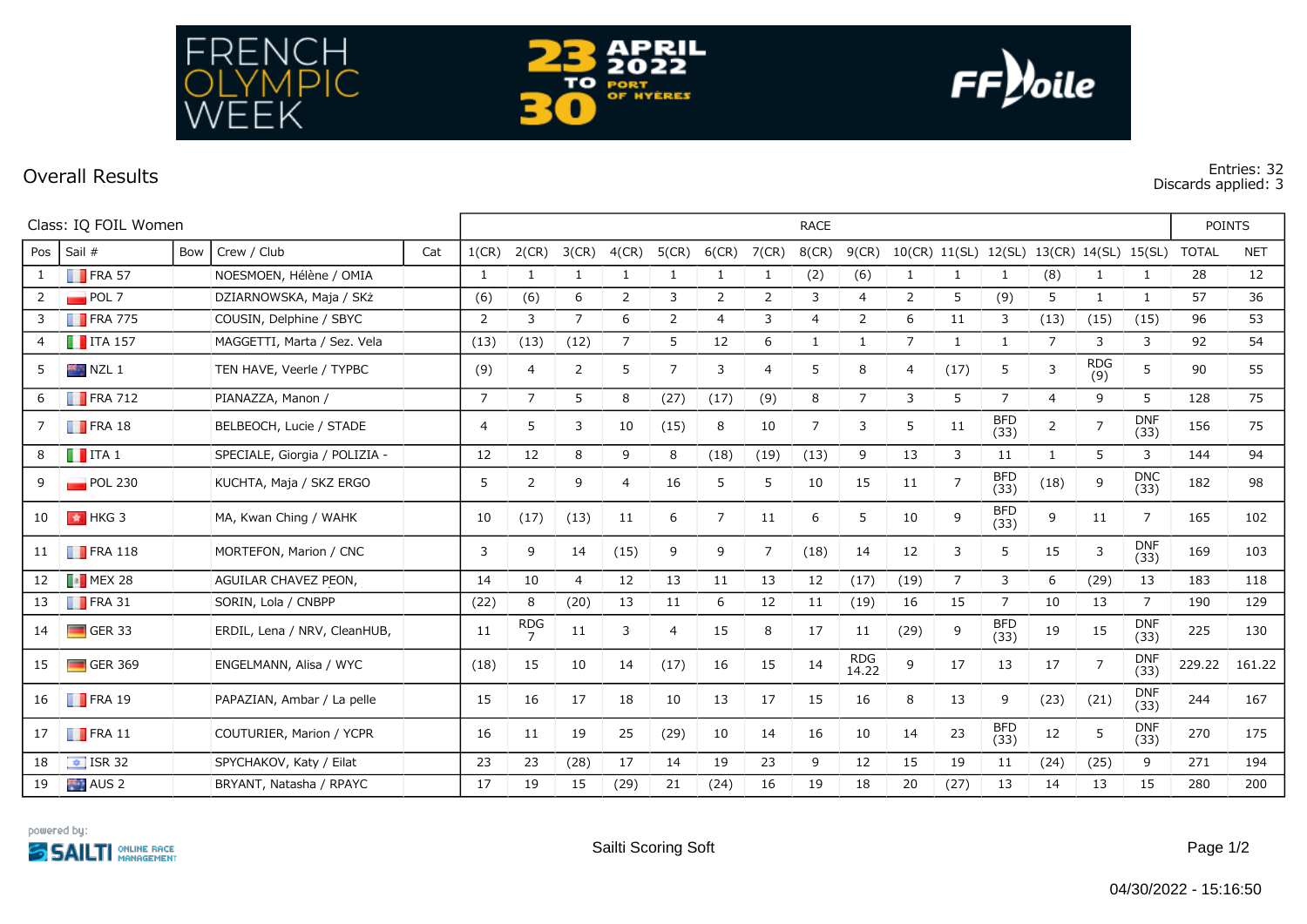FRENCH OLYMPIC WEEK

23 TO 30 APRIL 2022 PORT OF HYÈRES

FFVoile

## Overall Results

Entries: 32
Discards applied: 3

Class: IQ FOIL Women

| Pos | Sail # | Bow | Crew / Club | Cat | 1(CR) | 2(CR) | 3(CR) | 4(CR) | 5(CR) | 6(CR) | 7(CR) | 8(CR) | 9(CR) | 10(CR) | 11(SL) | 12(SL) | 13(CR) | 14(SL) | 15(SL) | TOTAL | NET |
|---|---|---|---|---|---|---|---|---|---|---|---|---|---|---|---|---|---|---|---|---|---|
| 1 | FRA 57 | | NOESMOEN, Hélène / OMIA | | 1 | 1 | 1 | 1 | 1 | 1 | 1 | (2) | (6) | 1 | 1 | 1 | (8) | 1 | 1 | 28 | 12 |
| 2 | POL 7 | | DZIARNOWSKA, Maja / SKż | | (6) | (6) | 6 | 2 | 3 | 2 | 2 | 3 | 4 | 2 | 5 | (9) | 5 | 1 | 1 | 57 | 36 |
| 3 | FRA 775 | | COUSIN, Delphine / SBYC | | 2 | 3 | 7 | 6 | 2 | 4 | 3 | 4 | 2 | 6 | 11 | 3 | (13) | (15) | (15) | 96 | 53 |
| 4 | ITA 157 | | MAGGETTI, Marta / Sez. Vela | | (13) | (13) | (12) | 7 | 5 | 12 | 6 | 1 | 1 | 7 | 1 | 1 | 7 | 3 | 3 | 92 | 54 |
| 5 | NZL 1 | | TEN HAVE, Veerle / TYPBC | | (9) | 4 | 2 | 5 | 7 | 3 | 4 | 5 | 8 | 4 | (17) | 5 | 3 | RDG (9) | 5 | 90 | 55 |
| 6 | FRA 712 | | PIANAZZA, Manon / | | 7 | 7 | 5 | 8 | (27) | (17) | (9) | 8 | 7 | 3 | 5 | 7 | 4 | 9 | 5 | 128 | 75 |
| 7 | FRA 18 | | BELBEOCH, Lucie / STADE | | 4 | 5 | 3 | 10 | (15) | 8 | 10 | 7 | 3 | 5 | 11 | BFD (33) | 2 | 7 | DNF (33) | 156 | 75 |
| 8 | ITA 1 | | SPECIALE, Giorgia / POLIZIA - | | 12 | 12 | 8 | 9 | 8 | (18) | (19) | (13) | 9 | 13 | 3 | 11 | 1 | 5 | 3 | 144 | 94 |
| 9 | POL 230 | | KUCHTA, Maja / SKZ ERGO | | 5 | 2 | 9 | 4 | 16 | 5 | 5 | 10 | 15 | 11 | 7 | BFD (33) | (18) | 9 | DNC (33) | 182 | 98 |
| 10 | HKG 3 | | MA, Kwan Ching / WAHK | | 10 | (17) | (13) | 11 | 6 | 7 | 11 | 6 | 5 | 10 | 9 | BFD (33) | 9 | 11 | 7 | 165 | 102 |
| 11 | FRA 118 | | MORTEFON, Marion / CNC | | 3 | 9 | 14 | (15) | 9 | 9 | 7 | (18) | 14 | 12 | 3 | 5 | 15 | 3 | DNF (33) | 169 | 103 |
| 12 | MEX 28 | | AGUILAR CHAVEZ PEON, | | 14 | 10 | 4 | 12 | 13 | 11 | 13 | 12 | (17) | (19) | 7 | 3 | 6 | (29) | 13 | 183 | 118 |
| 13 | FRA 31 | | SORIN, Lola / CNBPP | | (22) | 8 | (20) | 13 | 11 | 6 | 12 | 11 | (19) | 16 | 15 | 7 | 10 | 13 | 7 | 190 | 129 |
| 14 | GER 33 | | ERDIL, Lena / NRV, CleanHUB, | | 11 | RDG 7 | 11 | 3 | 4 | 15 | 8 | 17 | 11 | (29) | 9 | BFD (33) | 19 | 15 | DNF (33) | 225 | 130 |
| 15 | GER 369 | | ENGELMANN, Alisa / WYC | | (18) | 15 | 10 | 14 | (17) | 16 | 15 | 14 | RDG 14.22 | 9 | 17 | 13 | 17 | 7 | DNF (33) | 229.22 | 161.22 |
| 16 | FRA 19 | | PAPAZIAN, Ambar / La pelle | | 15 | 16 | 17 | 18 | 10 | 13 | 17 | 15 | 16 | 8 | 13 | 9 | (23) | (21) | DNF (33) | 244 | 167 |
| 17 | FRA 11 | | COUTURIER, Marion / YCPR | | 16 | 11 | 19 | 25 | (29) | 10 | 14 | 16 | 10 | 14 | 23 | BFD (33) | 12 | 5 | DNF (33) | 270 | 175 |
| 18 | ISR 32 | | SPYCHAKOV, Katy / Eilat | | 23 | 23 | (28) | 17 | 14 | 19 | 23 | 9 | 12 | 15 | 19 | 11 | (24) | (25) | 9 | 271 | 194 |
| 19 | AUS 2 | | BRYANT, Natasha / RPAYC | | 17 | 19 | 15 | (29) | 21 | (24) | 16 | 19 | 18 | 20 | (27) | 13 | 14 | 13 | 15 | 280 | 200 |

powered by: SAILTI ONLINE RACE MANAGEMENT

Sailti Scoring Soft

04/30/2022 - 15:16:50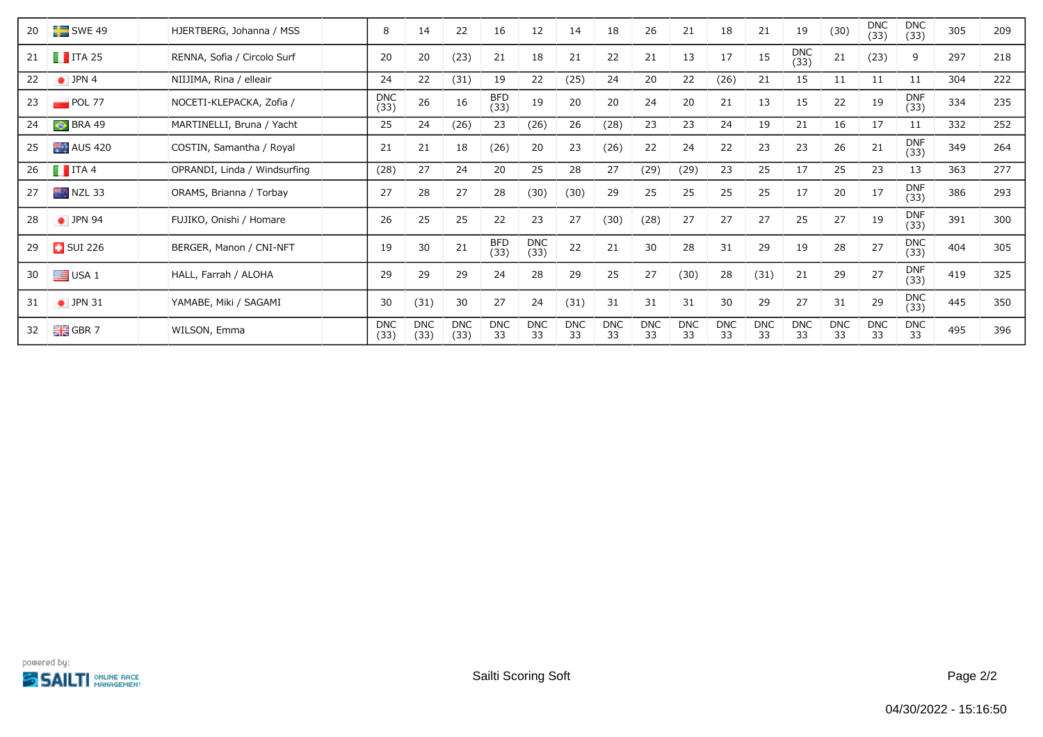| | | | | | | | | | | | | | | | | | | | | | |
|---|---|---|---|---|---|---|---|---|---|---|---|---|---|---|---|---|---|---|---|---|---|
| 20 | SWE 49 | HJERTBERG, Johanna / MSS | | 8 | 14 | 22 | 16 | 12 | 14 | 18 | 26 | 21 | 18 | 21 | 19 | (30) | DNC (33) | DNC (33) | 305 | 209 |
| 21 | ITA 25 | RENNA, Sofia / Circolo Surf | | 20 | 20 | (23) | 21 | 18 | 21 | 22 | 21 | 13 | 17 | 15 | DNC (33) | 21 | (23) | 9 | 297 | 218 |
| 22 | JPN 4 | NIIJIMA, Rina / elleair | | 24 | 22 | (31) | 19 | 22 | (25) | 24 | 20 | 22 | (26) | 21 | 15 | 11 | 11 | 11 | 304 | 222 |
| 23 | POL 77 | NOCETI-KLEPACKA, Zofia / | | DNC (33) | 26 | 16 | BFD (33) | 19 | 20 | 20 | 24 | 20 | 21 | 13 | 15 | 22 | 19 | DNF (33) | 334 | 235 |
| 24 | BRA 49 | MARTINELLI, Bruna / Yacht | | 25 | 24 | (26) | 23 | (26) | 26 | (28) | 23 | 23 | 24 | 19 | 21 | 16 | 17 | 11 | 332 | 252 |
| 25 | AUS 420 | COSTIN, Samantha / Royal | | 21 | 21 | 18 | (26) | 20 | 23 | (26) | 22 | 24 | 22 | 23 | 23 | 26 | 21 | DNF (33) | 349 | 264 |
| 26 | ITA 4 | OPRANDI, Linda / Windsurfing | | (28) | 27 | 24 | 20 | 25 | 28 | 27 | (29) | (29) | 23 | 25 | 17 | 25 | 23 | 13 | 363 | 277 |
| 27 | NZL 33 | ORAMS, Brianna / Torbay | | 27 | 28 | 27 | 28 | (30) | (30) | 29 | 25 | 25 | 25 | 25 | 17 | 20 | 17 | DNF (33) | 386 | 293 |
| 28 | JPN 94 | FUJIKO, Onishi / Homare | | 26 | 25 | 25 | 22 | 23 | 27 | (30) | (28) | 27 | 27 | 27 | 25 | 27 | 19 | DNF (33) | 391 | 300 |
| 29 | SUI 226 | BERGER, Manon / CNI-NFT | | 19 | 30 | 21 | BFD (33) | DNC (33) | 22 | 21 | 30 | 28 | 31 | 29 | 19 | 28 | 27 | DNC (33) | 404 | 305 |
| 30 | USA 1 | HALL, Farrah / ALOHA | | 29 | 29 | 29 | 24 | 28 | 29 | 25 | 27 | (30) | 28 | (31) | 21 | 29 | 27 | DNF (33) | 419 | 325 |
| 31 | JPN 31 | YAMABE, Miki / SAGAMI | | 30 | (31) | 30 | 27 | 24 | (31) | 31 | 31 | 31 | 30 | 29 | 27 | 31 | 29 | DNC (33) | 445 | 350 |
| 32 | GBR 7 | WILSON, Emma | | DNC (33) | DNC (33) | DNC (33) | DNC 33 | DNC 33 | DNC 33 | DNC 33 | DNC 33 | DNC 33 | DNC 33 | DNC 33 | DNC 33 | DNC 33 | DNC 33 | DNC 33 | 495 | 396 |

powered by: SAILTI ONLINE RACE MANAGEMENT

Sailti Scoring Soft

04/30/2022 - 15:16:50